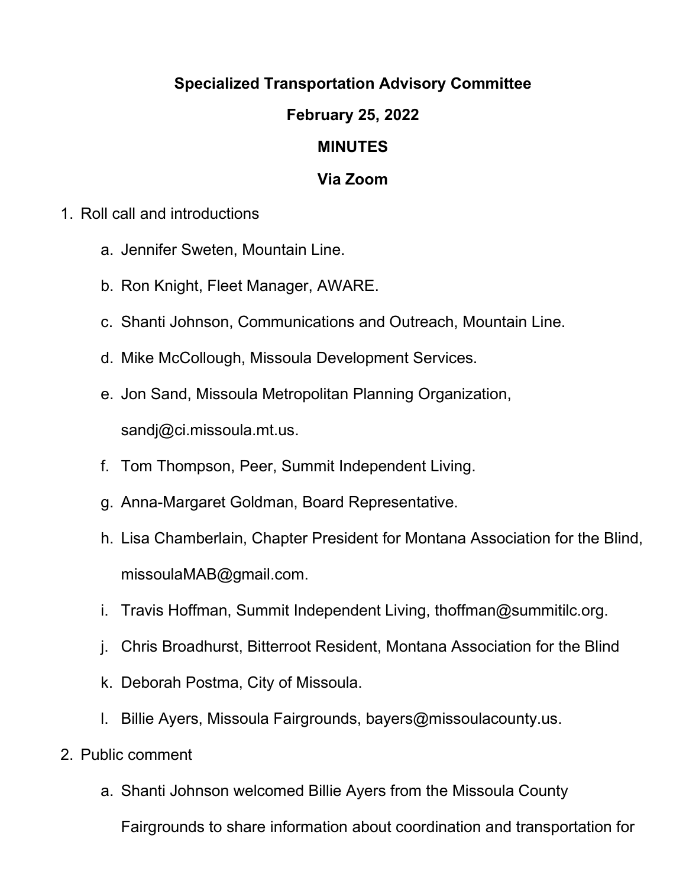# Specialized Transportation Advisory Committee

## February 25, 2022

## MINUTES

## Via Zoom

1. Roll call and introductions
   a. Jennifer Sweten, Mountain Line.
   b. Ron Knight, Fleet Manager, AWARE.
   c. Shanti Johnson, Communications and Outreach, Mountain Line.
   d. Mike McCollough, Missoula Development Services.
   e. Jon Sand, Missoula Metropolitan Planning Organization, sandj@ci.missoula.mt.us.
   f. Tom Thompson, Peer, Summit Independent Living.
   g. Anna-Margaret Goldman, Board Representative.
   h. Lisa Chamberlain, Chapter President for Montana Association for the Blind, missoulaMAB@gmail.com.
   i. Travis Hoffman, Summit Independent Living, thoffman@summitilc.org.
   j. Chris Broadhurst, Bitterroot Resident, Montana Association for the Blind
   k. Deborah Postma, City of Missoula.
   l. Billie Ayers, Missoula Fairgrounds, bayers@missoulacounty.us.
2. Public comment
   a. Shanti Johnson welcomed Billie Ayers from the Missoula County Fairgrounds to share information about coordination and transportation for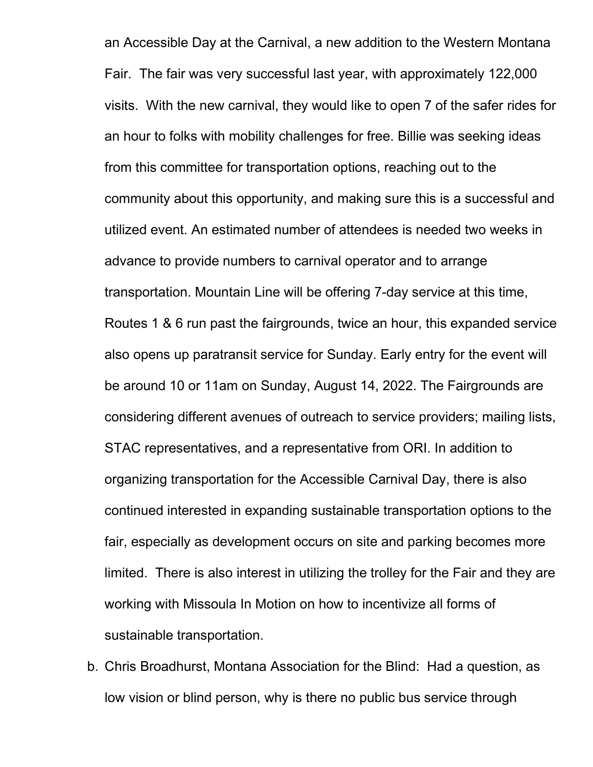an Accessible Day at the Carnival, a new addition to the Western Montana Fair. The fair was very successful last year, with approximately 122,000 visits. With the new carnival, they would like to open 7 of the safer rides for an hour to folks with mobility challenges for free. Billie was seeking ideas from this committee for transportation options, reaching out to the community about this opportunity, and making sure this is a successful and utilized event. An estimated number of attendees is needed two weeks in advance to provide numbers to carnival operator and to arrange transportation. Mountain Line will be offering 7-day service at this time, Routes 1 & 6 run past the fairgrounds, twice an hour, this expanded service also opens up paratransit service for Sunday. Early entry for the event will be around 10 or 11am on Sunday, August 14, 2022. The Fairgrounds are considering different avenues of outreach to service providers; mailing lists, STAC representatives, and a representative from ORI. In addition to organizing transportation for the Accessible Carnival Day, there is also continued interested in expanding sustainable transportation options to the fair, especially as development occurs on site and parking becomes more limited. There is also interest in utilizing the trolley for the Fair and they are working with Missoula In Motion on how to incentivize all forms of sustainable transportation.

b. Chris Broadhurst, Montana Association for the Blind: Had a question, as low vision or blind person, why is there no public bus service through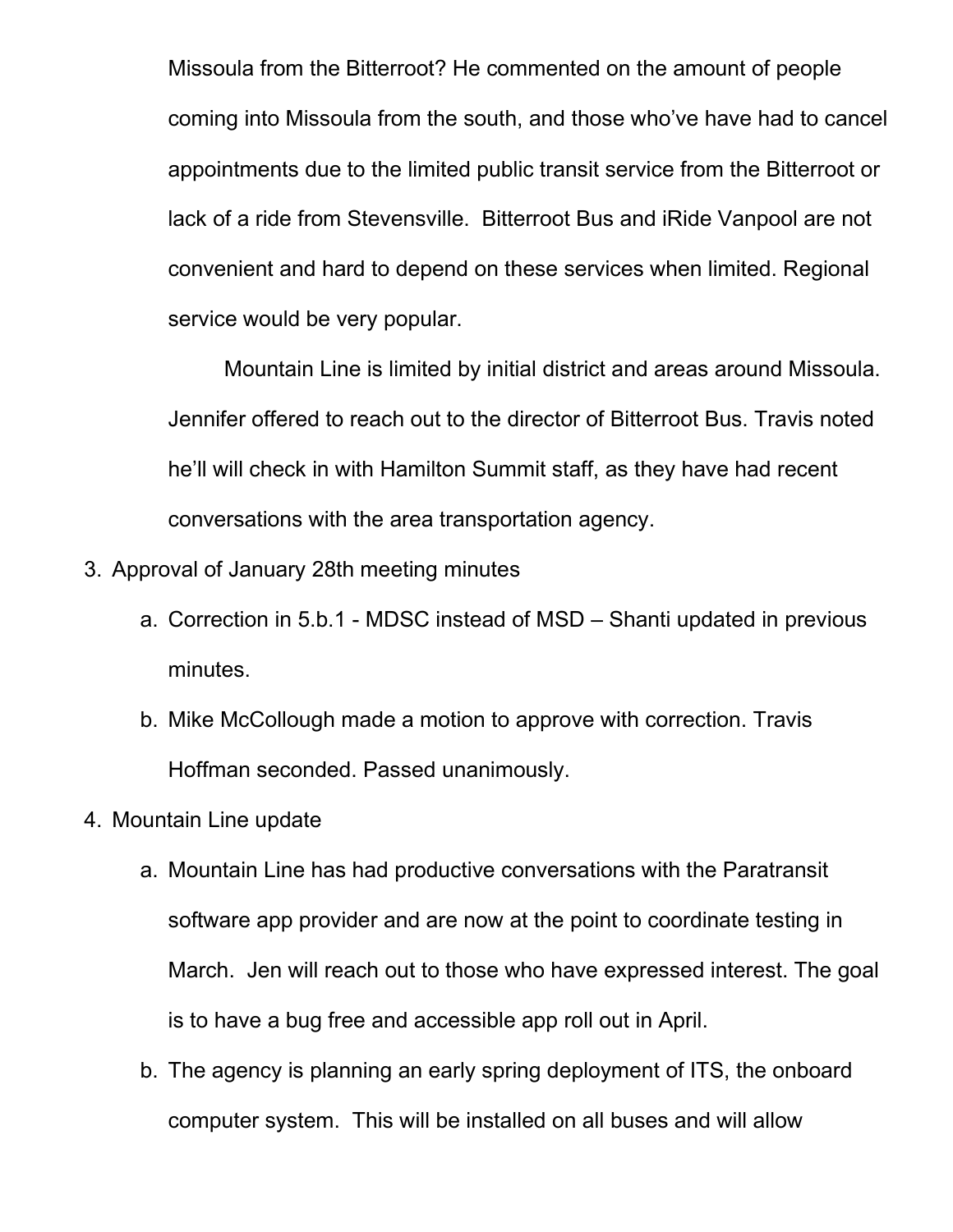Missoula from the Bitterroot? He commented on the amount of people coming into Missoula from the south, and those who've have had to cancel appointments due to the limited public transit service from the Bitterroot or lack of a ride from Stevensville. Bitterroot Bus and iRide Vanpool are not convenient and hard to depend on these services when limited. Regional service would be very popular.

Mountain Line is limited by initial district and areas around Missoula. Jennifer offered to reach out to the director of Bitterroot Bus. Travis noted he'll will check in with Hamilton Summit staff, as they have had recent conversations with the area transportation agency.

3. Approval of January 28th meeting minutes
    a. Correction in 5.b.1 - MDSC instead of MSD – Shanti updated in previous minutes.
    b. Mike McCollough made a motion to approve with correction. Travis Hoffman seconded. Passed unanimously.
4. Mountain Line update
    a. Mountain Line has had productive conversations with the Paratransit software app provider and are now at the point to coordinate testing in March. Jen will reach out to those who have expressed interest. The goal is to have a bug free and accessible app roll out in April.
    b. The agency is planning an early spring deployment of ITS, the onboard computer system. This will be installed on all buses and will allow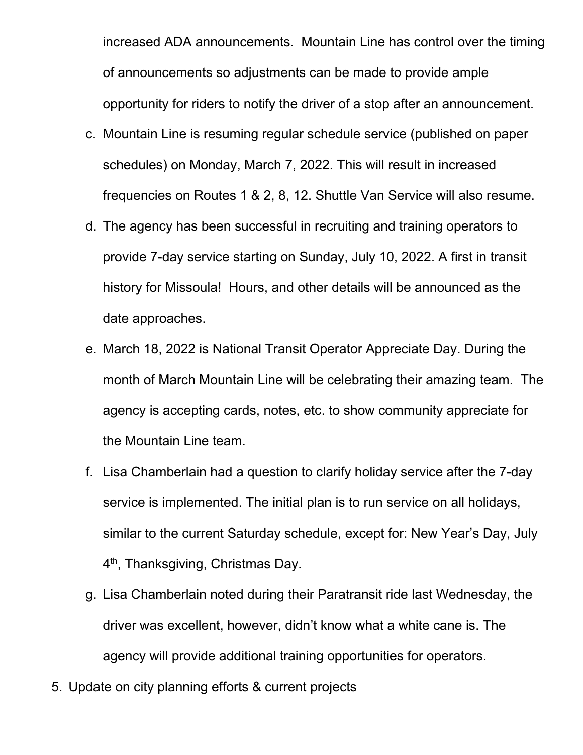increased ADA announcements. Mountain Line has control over the timing of announcements so adjustments can be made to provide ample opportunity for riders to notify the driver of a stop after an announcement.

c. Mountain Line is resuming regular schedule service (published on paper schedules) on Monday, March 7, 2022. This will result in increased frequencies on Routes 1 & 2, 8, 12. Shuttle Van Service will also resume.
d. The agency has been successful in recruiting and training operators to provide 7-day service starting on Sunday, July 10, 2022. A first in transit history for Missoula! Hours, and other details will be announced as the date approaches.
e. March 18, 2022 is National Transit Operator Appreciate Day. During the month of March Mountain Line will be celebrating their amazing team. The agency is accepting cards, notes, etc. to show community appreciate for the Mountain Line team.
f. Lisa Chamberlain had a question to clarify holiday service after the 7-day service is implemented. The initial plan is to run service on all holidays, similar to the current Saturday schedule, except for: New Year's Day, July 4th, Thanksgiving, Christmas Day.
g. Lisa Chamberlain noted during their Paratransit ride last Wednesday, the driver was excellent, however, didn't know what a white cane is. The agency will provide additional training opportunities for operators.

5. Update on city planning efforts & current projects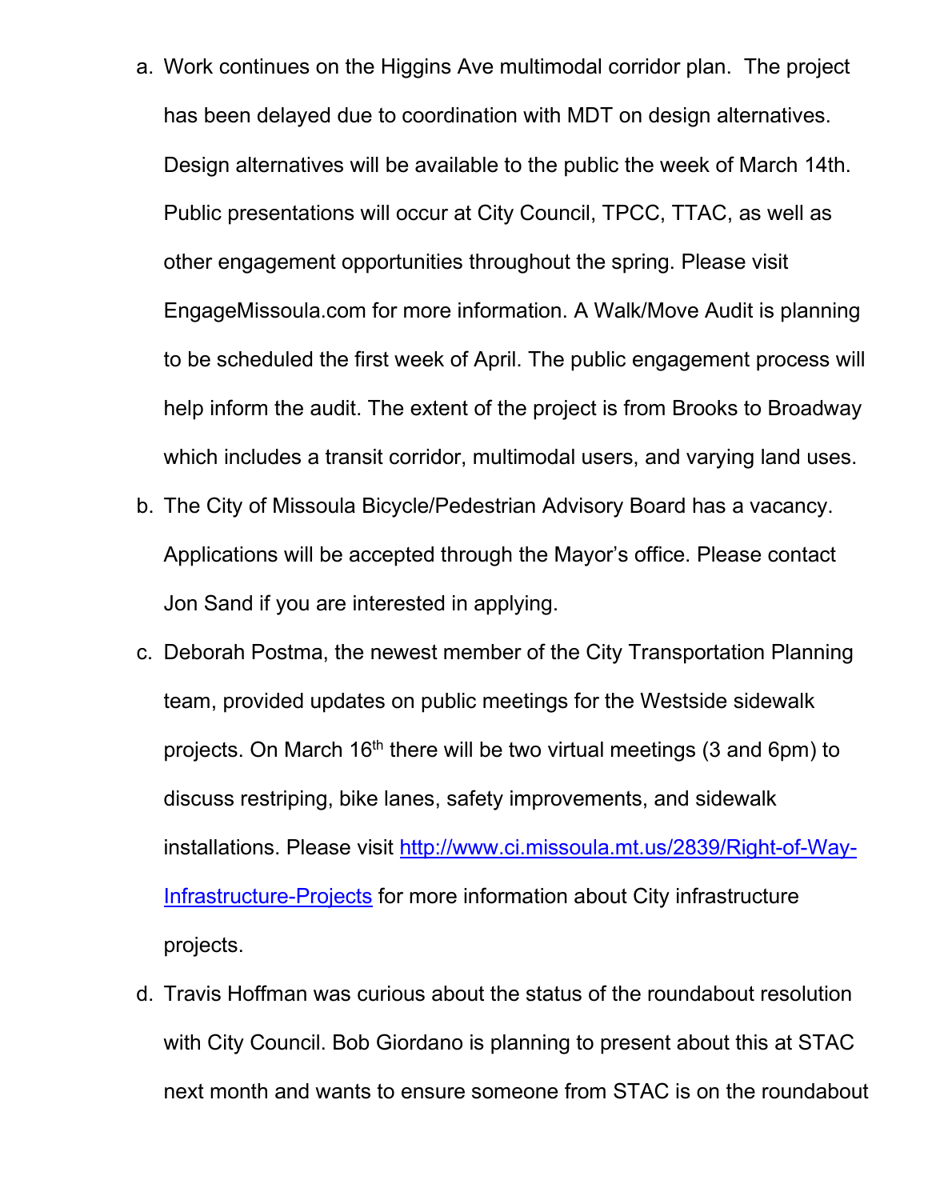a. Work continues on the Higgins Ave multimodal corridor plan. The project has been delayed due to coordination with MDT on design alternatives. Design alternatives will be available to the public the week of March 14th. Public presentations will occur at City Council, TPCC, TTAC, as well as other engagement opportunities throughout the spring. Please visit EngageMissoula.com for more information. A Walk/Move Audit is planning to be scheduled the first week of April. The public engagement process will help inform the audit. The extent of the project is from Brooks to Broadway which includes a transit corridor, multimodal users, and varying land uses.
b. The City of Missoula Bicycle/Pedestrian Advisory Board has a vacancy. Applications will be accepted through the Mayor's office. Please contact Jon Sand if you are interested in applying.
c. Deborah Postma, the newest member of the City Transportation Planning team, provided updates on public meetings for the Westside sidewalk projects. On March 16th there will be two virtual meetings (3 and 6pm) to discuss restriping, bike lanes, safety improvements, and sidewalk installations. Please visit [http://www.ci.missoula.mt.us/2839/Right-of-Way-Infrastructure-Projects](http://www.ci.missoula.mt.us/2839/Right-of-Way-Infrastructure-Projects) for more information about City infrastructure projects.
d. Travis Hoffman was curious about the status of the roundabout resolution with City Council. Bob Giordano is planning to present about this at STAC next month and wants to ensure someone from STAC is on the roundabout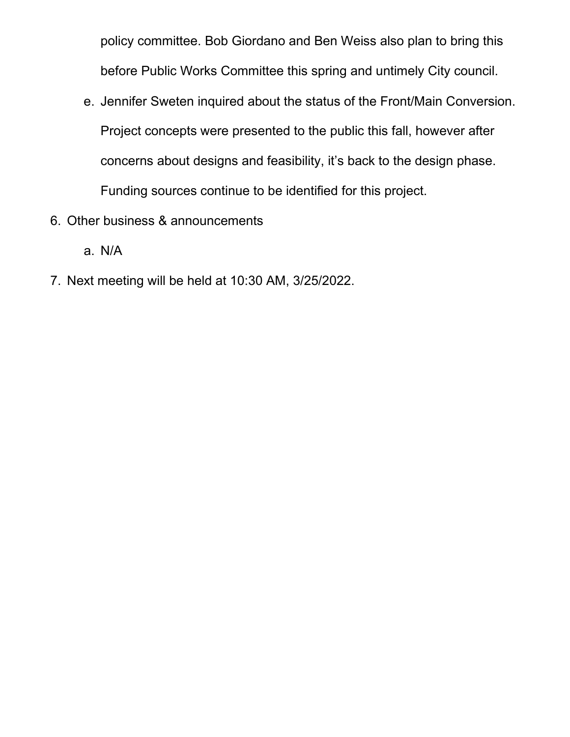policy committee. Bob Giordano and Ben Weiss also plan to bring this before Public Works Committee this spring and untimely City council.

e. Jennifer Sweten inquired about the status of the Front/Main Conversion. Project concepts were presented to the public this fall, however after concerns about designs and feasibility, it's back to the design phase. Funding sources continue to be identified for this project.

6. Other business & announcements

    a. N/A

7. Next meeting will be held at 10:30 AM, 3/25/2022.